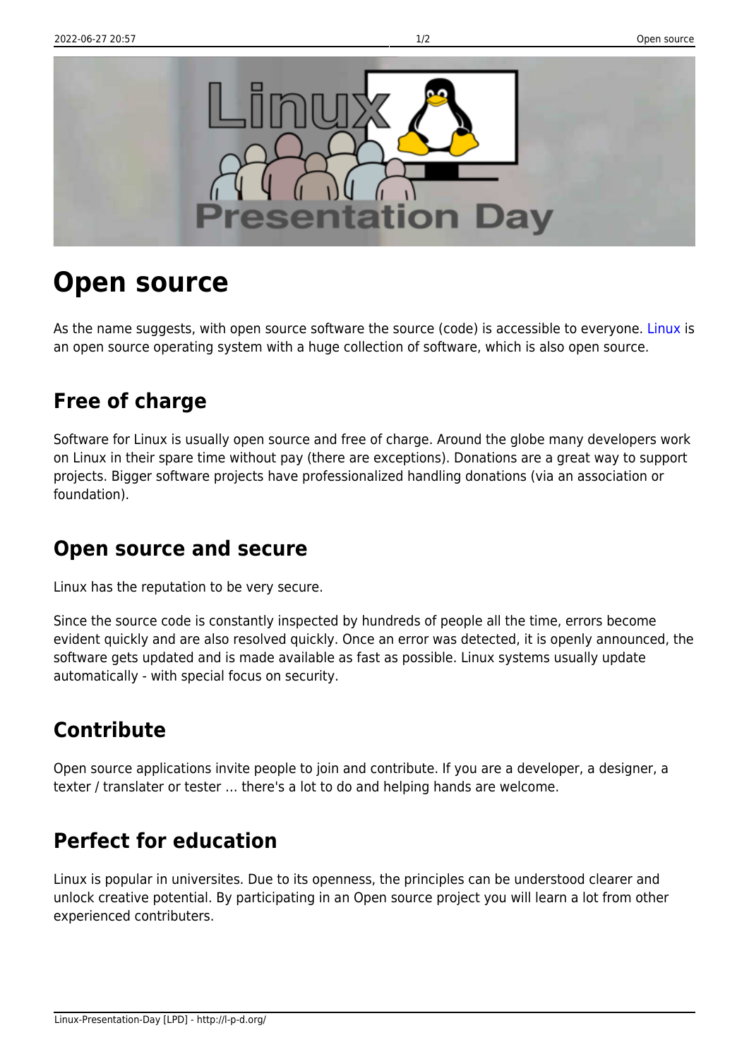# Open source

As the name suggests, with open source software the source (code) is accessible to everyone. Linux is an open source operating system with a huge collection of software, which is also open source.

## Free of charge

Software for Linux is usually open source and free of charge. Around the globe many developers work on Linux in their spare time without pay (there are exceptions). Donations are a great way to support projects. Bigger software projects have professionalized handling donations (via an association or foundation).

## Open source and secure

Linux has the reputation to be very secure.

Since the source code is constantly inspected by hundreds of people all the time, errors become evident quickly and are also resolved quickly. Once an error was detected, it is openly announced, the software gets updated and is made available as fast as possible. Linux systems usually update automatically - with special focus on security.

## Contribute

Open source applications invite people to join and contribute. If you are a developer, a designer, a texter / translater or tester … there's a lot to do and helping hands are welcome.

## Perfect for education

Linux is popular in universites. Due to its openness, the principles can be understood clearer and unlock creative potential. By participating in an Open source project you will learn a lot from other experienced contributers.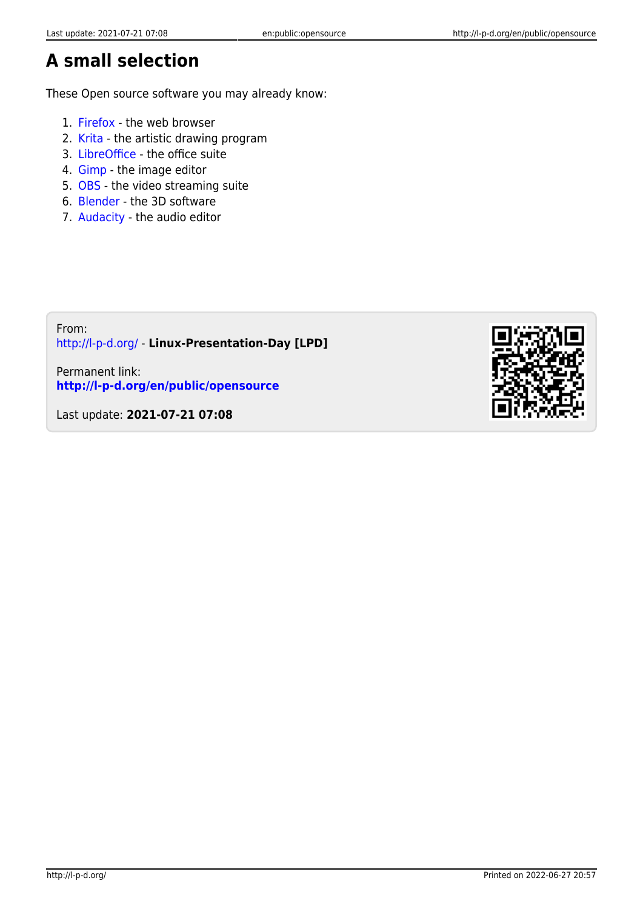# A small selection

These Open source software you may already know:

1. Firefox - the web browser
2. Krita - the artistic drawing program
3. LibreOffice - the office suite
4. Gimp - the image editor
5. OBS - the video streaming suite
6. Blender - the 3D software
7. Audacity - the audio editor

From:
http://l-p-d.org/ - **Linux-Presentation-Day [LPD]**

Permanent link:
**http://l-p-d.org/en/public/opensource**

Last update: **2021-07-21 07:08**